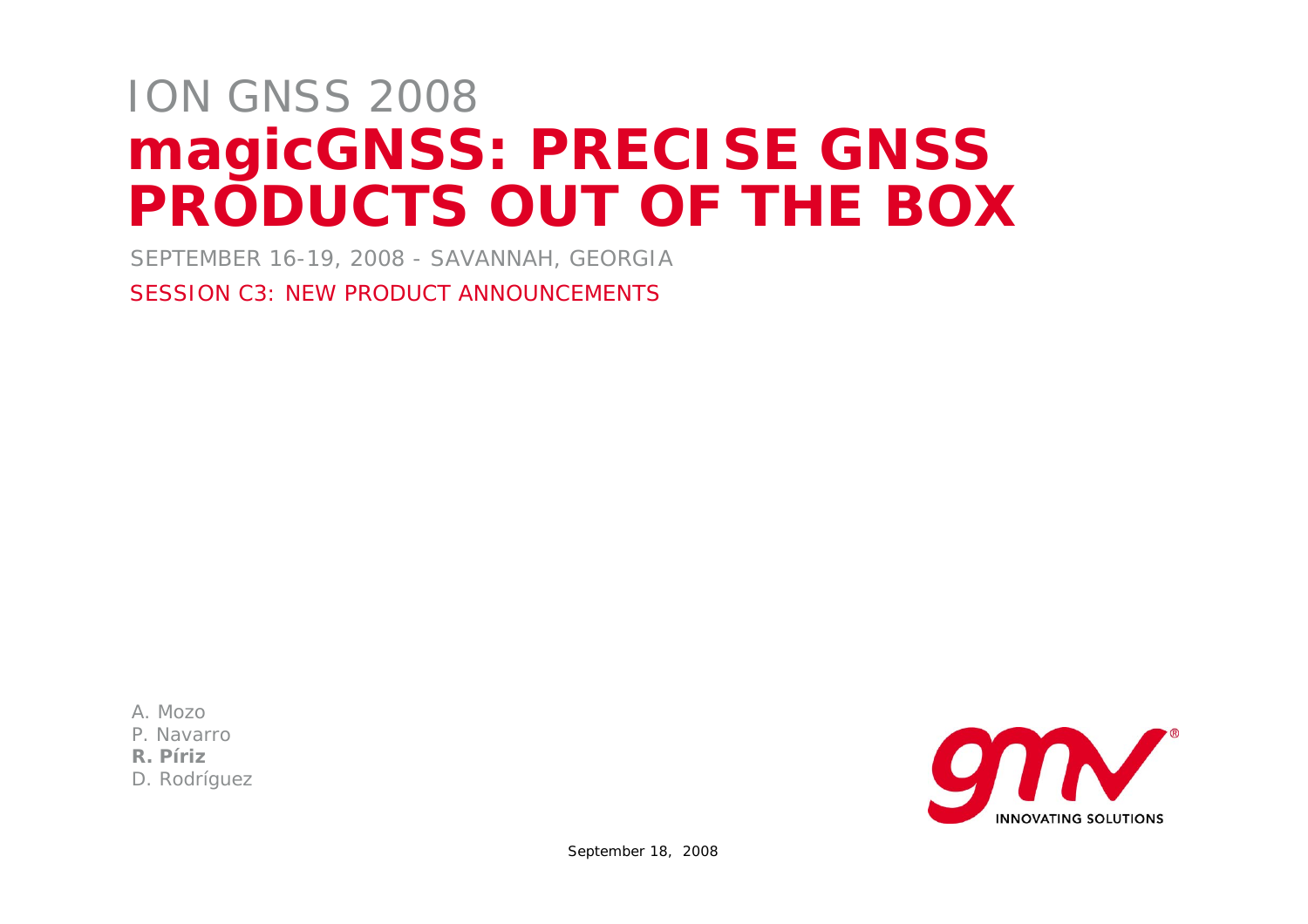ION GNSS 2008

# magicGNSS: PRECISE GNSS PRODUCTS OUT OF THE BOX

SEPTEMBER 16-19, 2008 - SAVANNAH, GEORGIA

SESSION C3: NEW PRODUCT ANNOUNCEMENTS

A. Mozo
P. Navarro
**R. Píriz**
D. Rodríguez

INNOVATING SOLUTIONS

September 18, 2008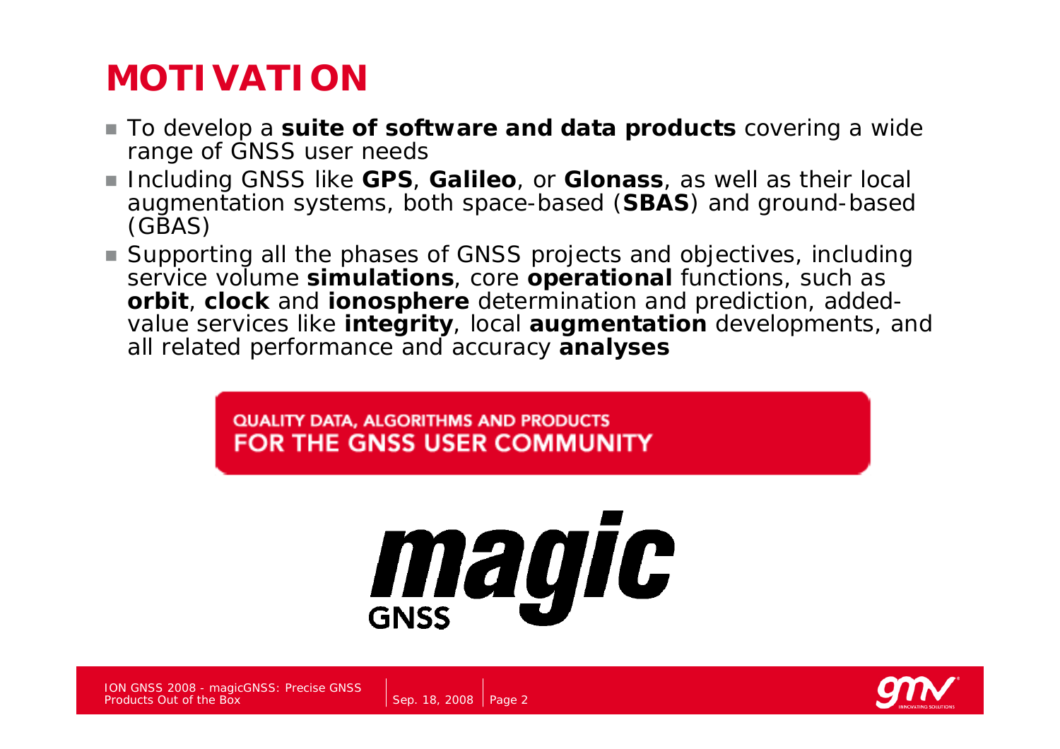# MOTIVATION

- To develop a **suite of software and data products** covering a wide range of GNSS user needs
- Including GNSS like **GPS**, **Galileo**, or **Glonass**, as well as their local augmentation systems, both space-based (**SBAS**) and ground-based (GBAS)
- Supporting all the phases of GNSS projects and objectives, including service volume **simulations**, core **operational** functions, such as **orbit**, **clock** and **ionosphere** determination and prediction, added-value services like **integrity**, local **augmentation** developments, and all related performance and accuracy **analyses**

QUALITY DATA, ALGORITHMS AND PRODUCTS
FOR THE GNSS USER COMMUNITY

magic GNSS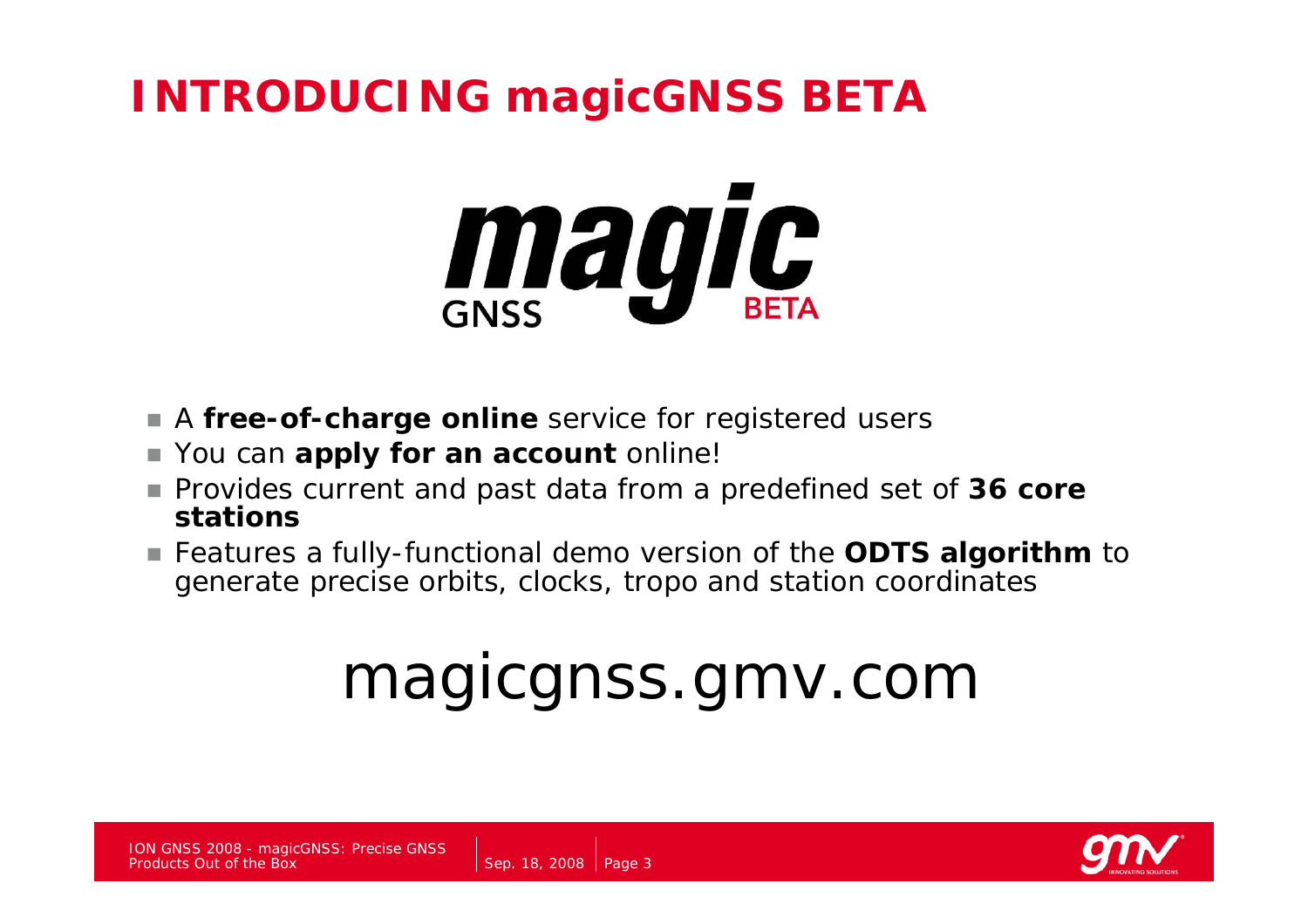# INTRODUCING magicGNSS BETA

magic GNSS BETA

- A **free-of-charge online** service for registered users
- You can **apply for an account** online!
- Provides current and past data from a predefined set of **36 core stations**
- Features a fully-functional demo version of the **ODTS algorithm** to generate precise orbits, clocks, tropo and station coordinates

magicgnss.gmv.com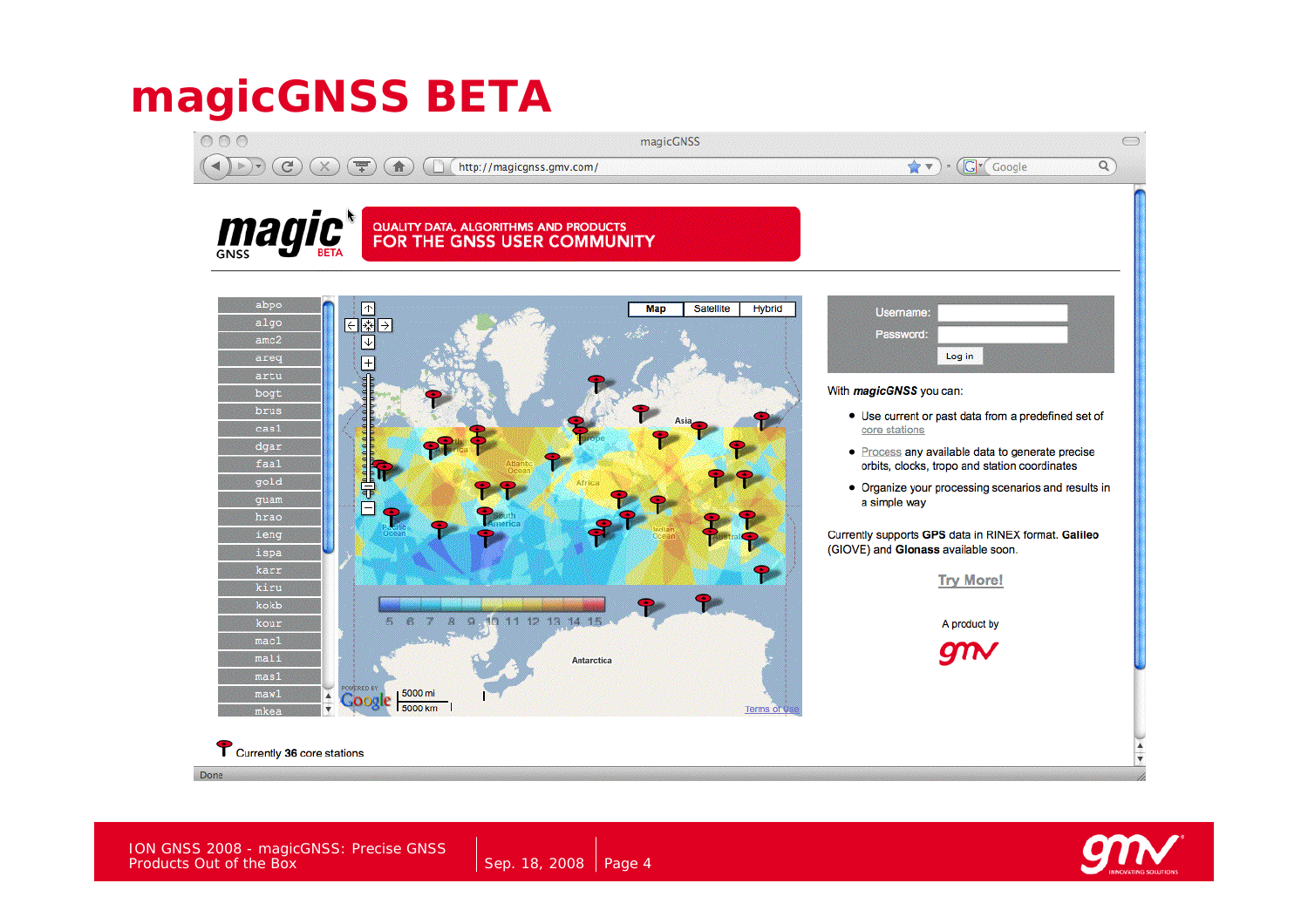# magicGNSS BETA

magicGNSS

http://magicgnss.gmv.com/

magic GNSS BETA

QUALITY DATA, ALGORITHMS AND PRODUCTS
FOR THE GNSS USER COMMUNITY

abpo
algo
amc2
areq
artu
bogt
brus
cas1
dgar
faa1
gold
guam
hrao
ieng
ispa
karr
kiru
kokb
kour
mac1
mali
mas1
maw1
mkea

Username:
Password:
Log in

With ***magicGNSS*** you can:

- Use current or past data from a predefined set of core stations
- Process any available data to generate precise orbits, clocks, tropo and station coordinates
- Organize your processing scenarios and results in a simple way

Currently supports **GPS** data in RINEX format. **Galileo** (GIOVE) and **Glonass** available soon.

Try More!

A product by
gmv

Currently **36** core stations

Done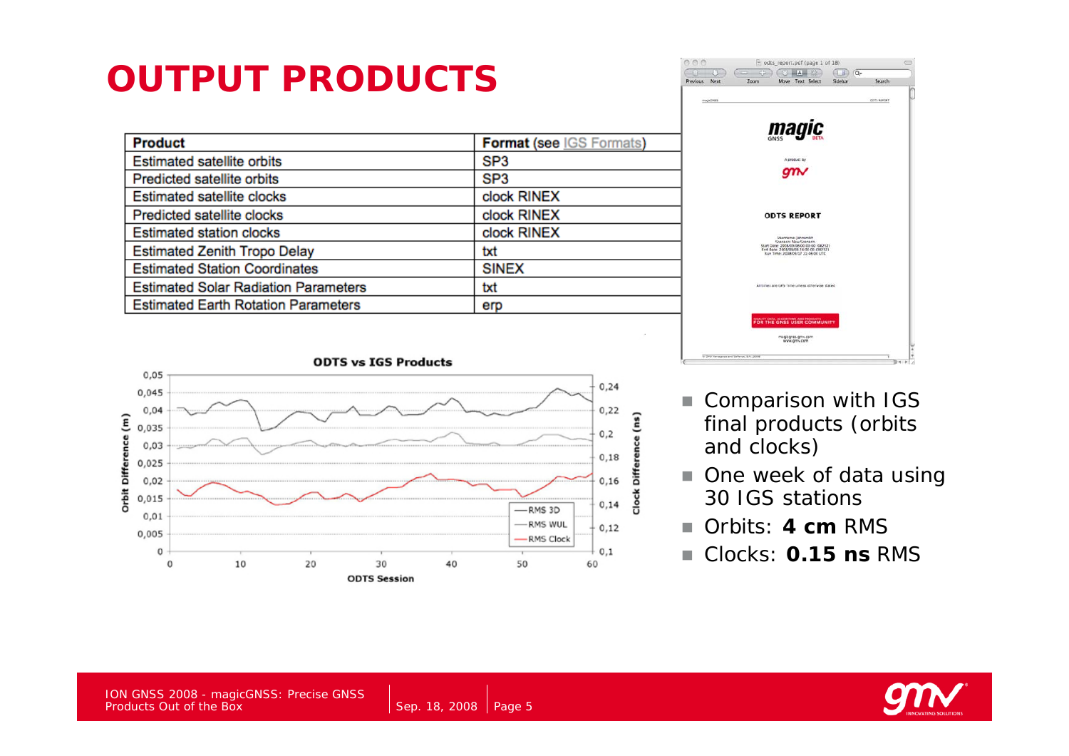# OUTPUT PRODUCTS

| Product | Format (see IGS Formats) |
|---|---|
| Estimated satellite orbits | SP3 |
| Predicted satellite orbits | SP3 |
| Estimated satellite clocks | clock RINEX |
| Predicted satellite clocks | clock RINEX |
| Estimated station clocks | clock RINEX |
| Estimated Zenith Tropo Delay | txt |
| Estimated Station Coordinates | SINEX |
| Estimated Solar Radiation Parameters | txt |
| Estimated Earth Rotation Parameters | erp |

- Comparison with IGS final products (orbits and clocks)
- One week of data using 30 IGS stations
- Orbits: **4 cm** RMS
- Clocks: **0.15 ns** RMS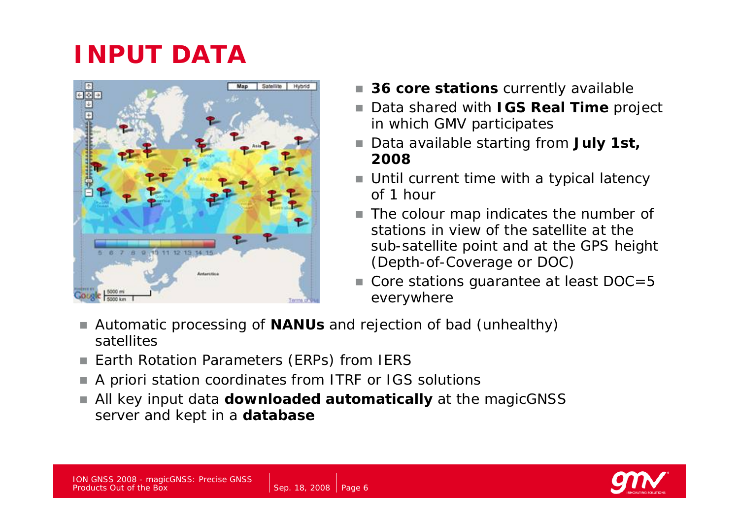# INPUT DATA

- **36 core stations** currently available
- Data shared with **IGS Real Time** project in which GMV participates
- Data available starting from **July 1st, 2008**
- Until current time with a typical latency of 1 hour
- The colour map indicates the number of stations in view of the satellite at the sub-satellite point and at the GPS height (Depth-of-Coverage or DOC)
- Core stations guarantee at least DOC=5 everywhere

- Automatic processing of **NANUs** and rejection of bad (unhealthy) satellites
- Earth Rotation Parameters (ERPs) from IERS
- A priori station coordinates from ITRF or IGS solutions
- All key input data **downloaded automatically** at the magicGNSS server and kept in a **database**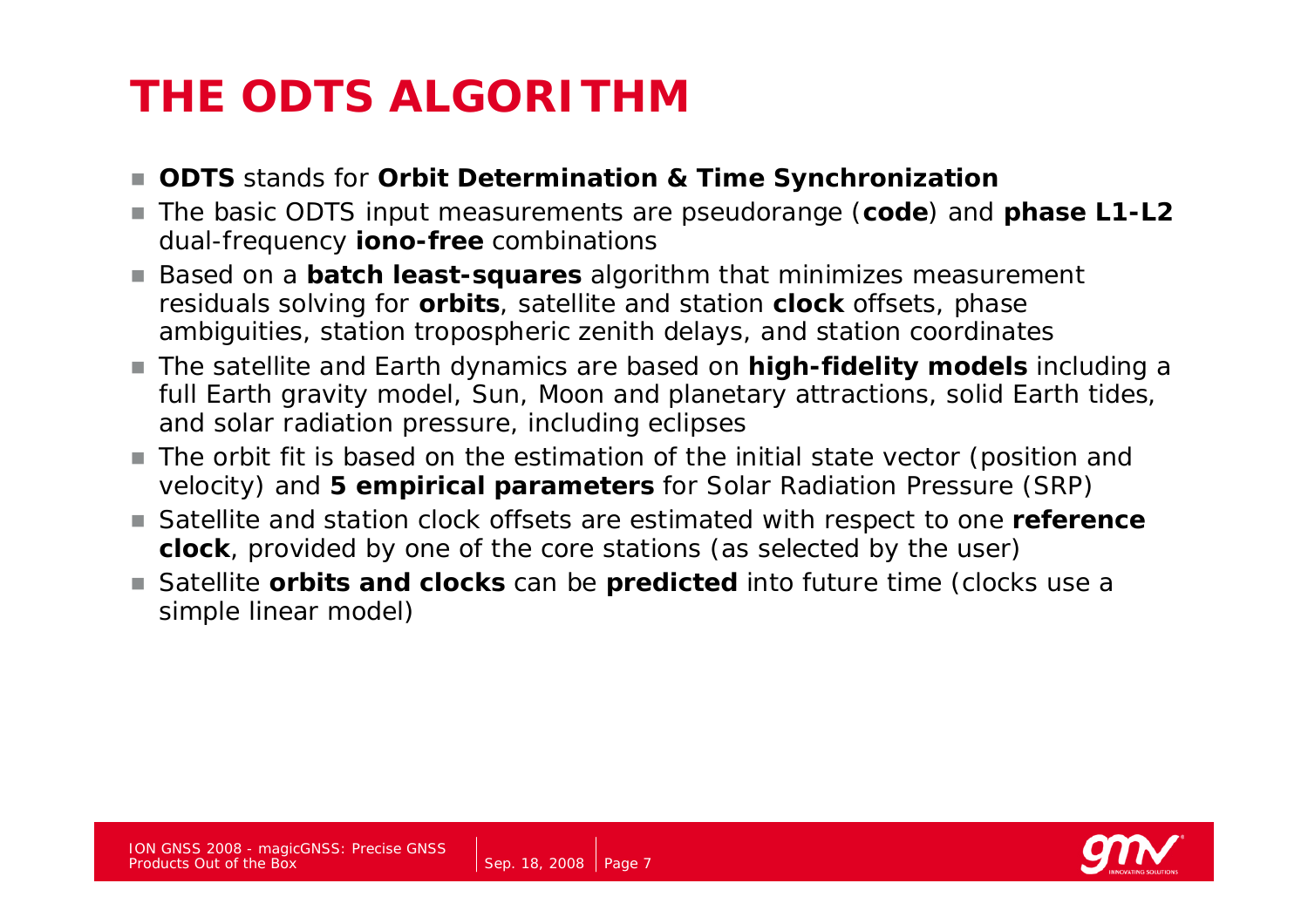# THE ODTS ALGORITHM

- **ODTS** stands for **Orbit Determination & Time Synchronization**
- The basic ODTS input measurements are pseudorange (**code**) and **phase L1-L2** dual-frequency **iono-free** combinations
- Based on a **batch least-squares** algorithm that minimizes measurement residuals solving for **orbits**, satellite and station **clock** offsets, phase ambiguities, station tropospheric zenith delays, and station coordinates
- The satellite and Earth dynamics are based on **high-fidelity models** including a full Earth gravity model, Sun, Moon and planetary attractions, solid Earth tides, and solar radiation pressure, including eclipses
- The orbit fit is based on the estimation of the initial state vector (position and velocity) and **5 empirical parameters** for Solar Radiation Pressure (SRP)
- Satellite and station clock offsets are estimated with respect to one **reference clock**, provided by one of the core stations (as selected by the user)
- Satellite **orbits and clocks** can be **predicted** into future time (clocks use a simple linear model)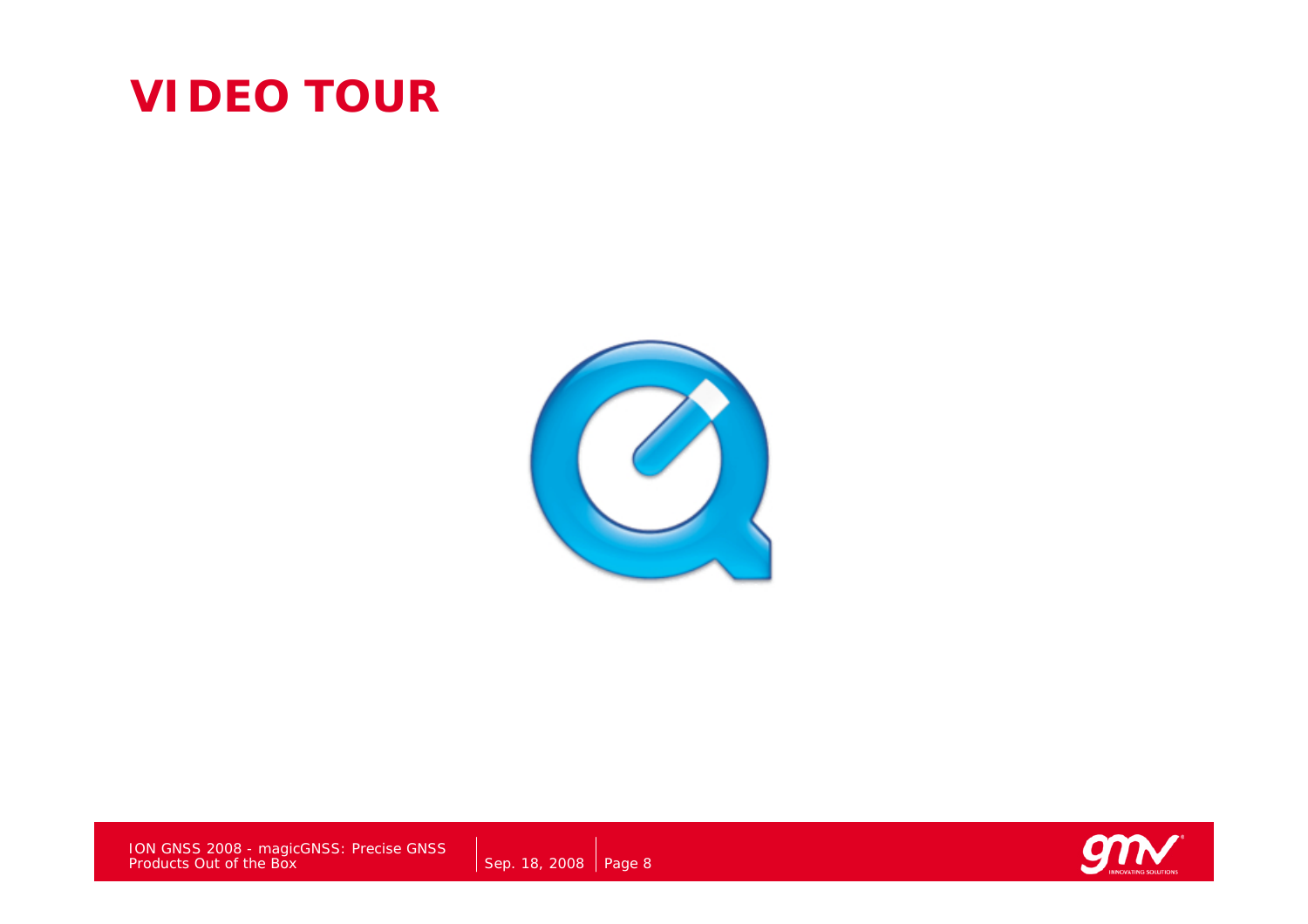# VIDEO TOUR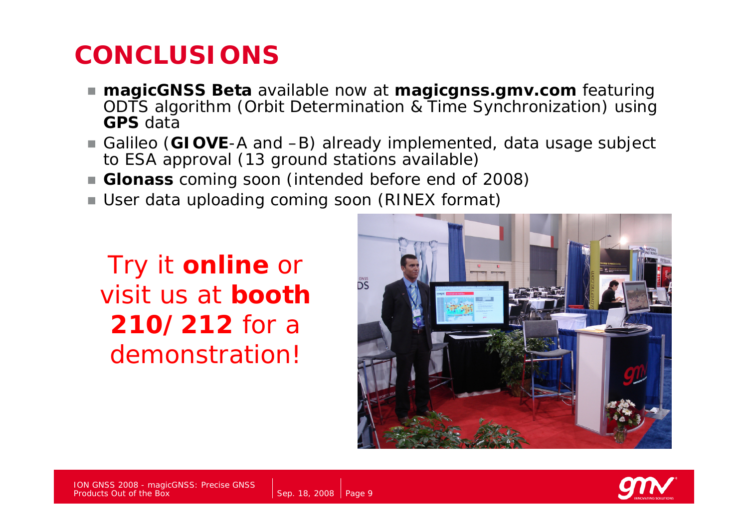# CONCLUSIONS

- **magicGNSS Beta** available now at **magicgnss.gmv.com** featuring ODTS algorithm (Orbit Determination & Time Synchronization) using **GPS** data
- Galileo (**GIOVE**-A and –B) already implemented, data usage subject to ESA approval (13 ground stations available)
- **Glonass** coming soon (intended before end of 2008)
- User data uploading coming soon (RINEX format)

Try it **online** or visit us at **booth 210/212** for a demonstration!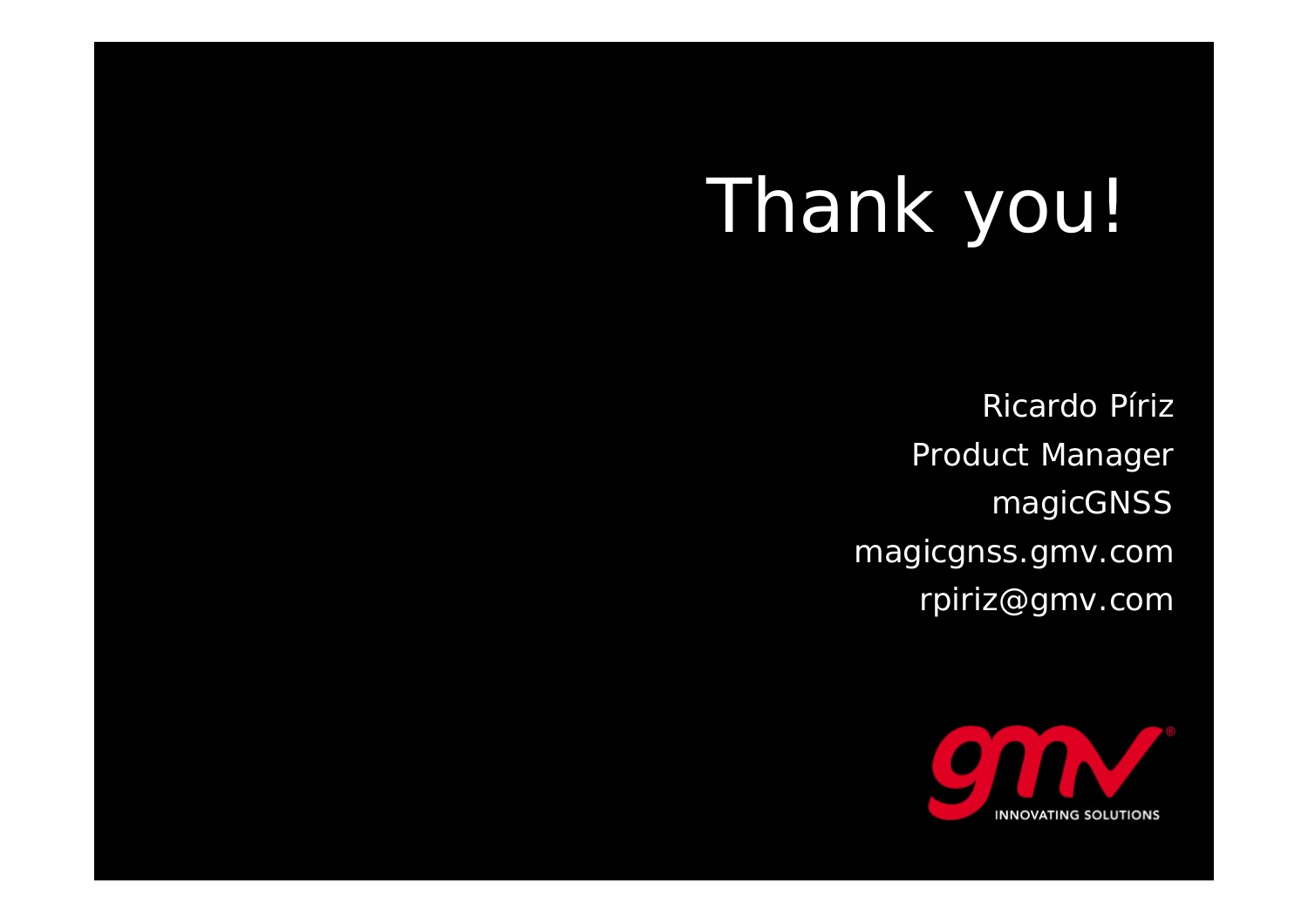# Thank you!

Ricardo Píriz

Product Manager

magicGNSS

magicgnss.gmv.com

rpiriz@gmv.com

INNOVATING SOLUTIONS